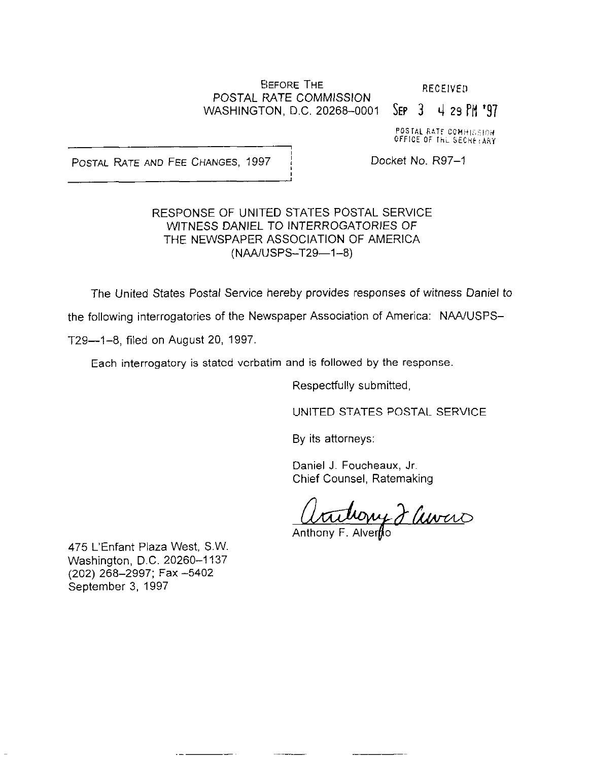BEFORE THE
POSTAL RATE COMMISSION
WASHINGTON, D.C. 20268-0001

RECEIVED
SEP 3 4 29 PM '97
POSTAL RATE COMMISSION
OFFICE OF THE SECRETARY

POSTAL RATE AND FEE CHANGES, 1997

Docket No. R97-1

RESPONSE OF UNITED STATES POSTAL SERVICE
WITNESS DANIEL TO INTERROGATORIES OF
THE NEWSPAPER ASSOCIATION OF AMERICA
(NAA/USPS-T29—1-8)

The United States Postal Service hereby provides responses of witness Daniel to the following interrogatories of the Newspaper Association of America: NAA/USPS-T29—1-8, filed on August 20, 1997.

Each interrogatory is stated verbatim and is followed by the response.

Respectfully submitted,

UNITED STATES POSTAL SERVICE

By its attorneys:

Daniel J. Foucheaux, Jr.
Chief Counsel, Ratemaking

Anthony F. Alverno

475 L'Enfant Plaza West, S.W.
Washington, D.C. 20260-1137
(202) 268-2997; Fax -5402
September 3, 1997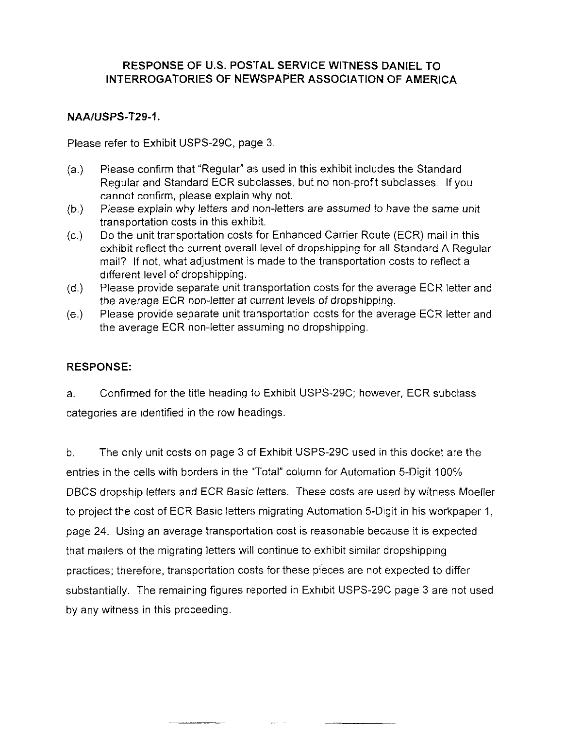**RESPONSE OF U.S. POSTAL SERVICE WITNESS DANIEL TO INTERROGATORIES OF NEWSPAPER ASSOCIATION OF AMERICA**

**NAA/USPS-T29-1.**

Please refer to Exhibit USPS-29C, page 3.

(a.) Please confirm that "Regular" as used in this exhibit includes the Standard Regular and Standard ECR subclasses, but no non-profit subclasses. If you cannot confirm, please explain why not.

(b.) Please explain why letters and non-letters are assumed to have the same unit transportation costs in this exhibit.

(c.) Do the unit transportation costs for Enhanced Carrier Route (ECR) mail in this exhibit reflect the current overall level of dropshipping for all Standard A Regular mail? If not, what adjustment is made to the transportation costs to reflect a different level of dropshipping.

(d.) Please provide separate unit transportation costs for the average ECR letter and the average ECR non-letter at current levels of dropshipping.

(e.) Please provide separate unit transportation costs for the average ECR letter and the average ECR non-letter assuming no dropshipping.

**RESPONSE:**

a. Confirmed for the title heading to Exhibit USPS-29C; however, ECR subclass categories are identified in the row headings.

b. The only unit costs on page 3 of Exhibit USPS-29C used in this docket are the entries in the cells with borders in the "Total" column for Automation 5-Digit 100% DBCS dropship letters and ECR Basic letters. These costs are used by witness Moeller to project the cost of ECR Basic letters migrating Automation 5-Digit in his workpaper 1, page 24. Using an average transportation cost is reasonable because it is expected that mailers of the migrating letters will continue to exhibit similar dropshipping practices; therefore, transportation costs for these pieces are not expected to differ substantially. The remaining figures reported in Exhibit USPS-29C page 3 are not used by any witness in this proceeding.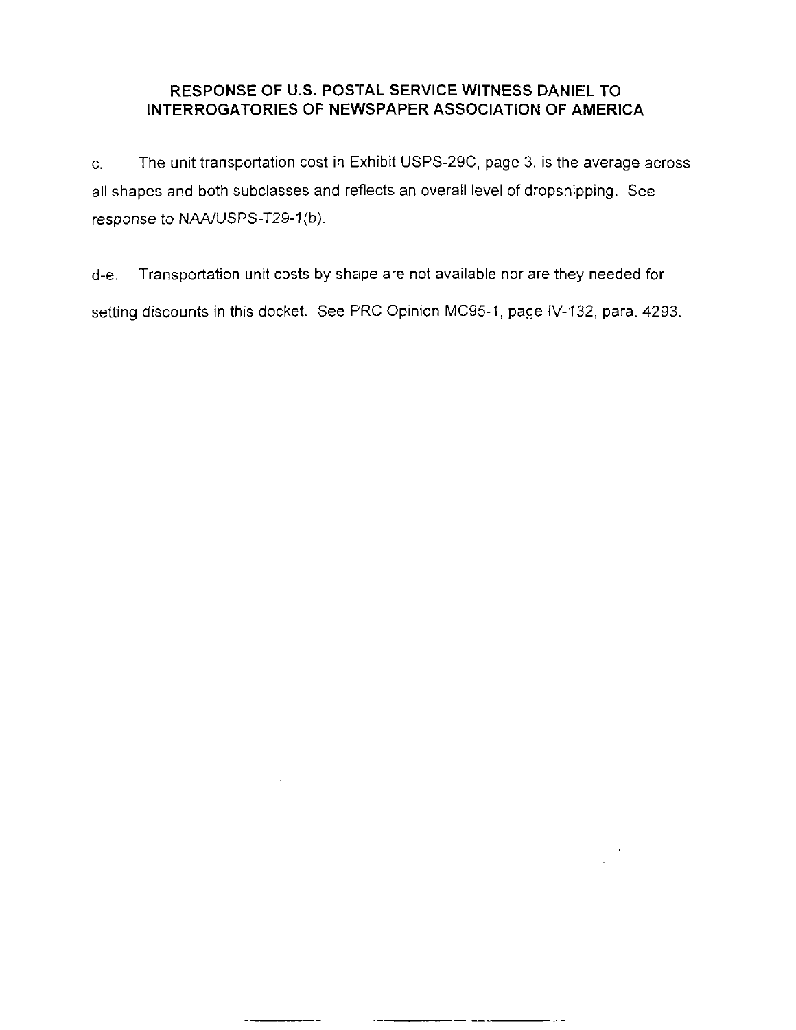## RESPONSE OF U.S. POSTAL SERVICE WITNESS DANIEL TO INTERROGATORIES OF NEWSPAPER ASSOCIATION OF AMERICA

c. The unit transportation cost in Exhibit USPS-29C, page 3, is the average across all shapes and both subclasses and reflects an overall level of dropshipping. See *response to* NAA/USPS-T29-1(b).

d-e. Transportation unit costs by shape are not available nor are they needed for setting discounts in this docket. See PRC Opinion MC95-1, page IV-132, para. 4293.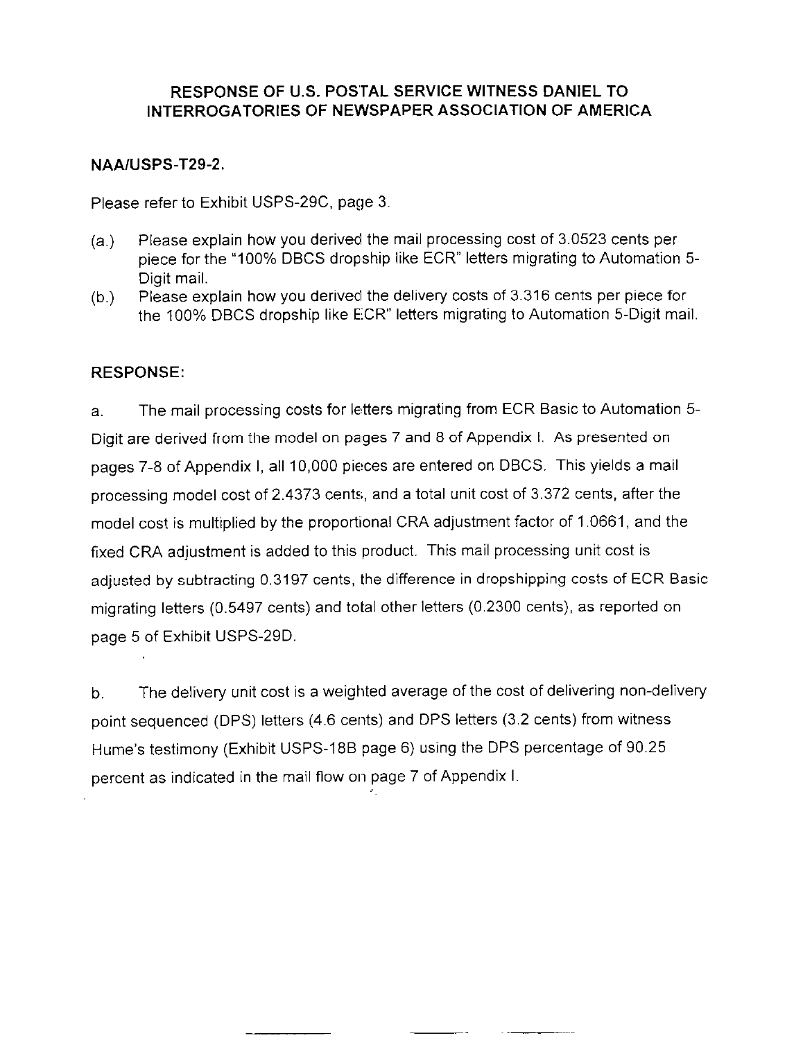## RESPONSE OF U.S. POSTAL SERVICE WITNESS DANIEL TO INTERROGATORIES OF NEWSPAPER ASSOCIATION OF AMERICA

### NAA/USPS-T29-2.

Please refer to Exhibit USPS-29C, page 3.

(a.) Please explain how you derived the mail processing cost of 3.0523 cents per piece for the "100% DBCS dropship like ECR" letters migrating to Automation 5-Digit mail.

(b.) Please explain how you derived the delivery costs of 3.316 cents per piece for the 100% DBCS dropship like ECR" letters migrating to Automation 5-Digit mail.

### RESPONSE:

a. The mail processing costs for letters migrating from ECR Basic to Automation 5-Digit are derived from the model on pages 7 and 8 of Appendix I. As presented on pages 7-8 of Appendix I, all 10,000 pieces are entered on DBCS. This yields a mail processing model cost of 2.4373 cents, and a total unit cost of 3.372 cents, after the model cost is multiplied by the proportional CRA adjustment factor of 1.0661, and the fixed CRA adjustment is added to this product. This mail processing unit cost is adjusted by subtracting 0.3197 cents, the difference in dropshipping costs of ECR Basic migrating letters (0.5497 cents) and total other letters (0.2300 cents), as reported on page 5 of Exhibit USPS-29D.

b. The delivery unit cost is a weighted average of the cost of delivering non-delivery point sequenced (DPS) letters (4.6 cents) and DPS letters (3.2 cents) from witness Hume's testimony (Exhibit USPS-18B page 6) using the DPS percentage of 90.25 percent as indicated in the mail flow on page 7 of Appendix I.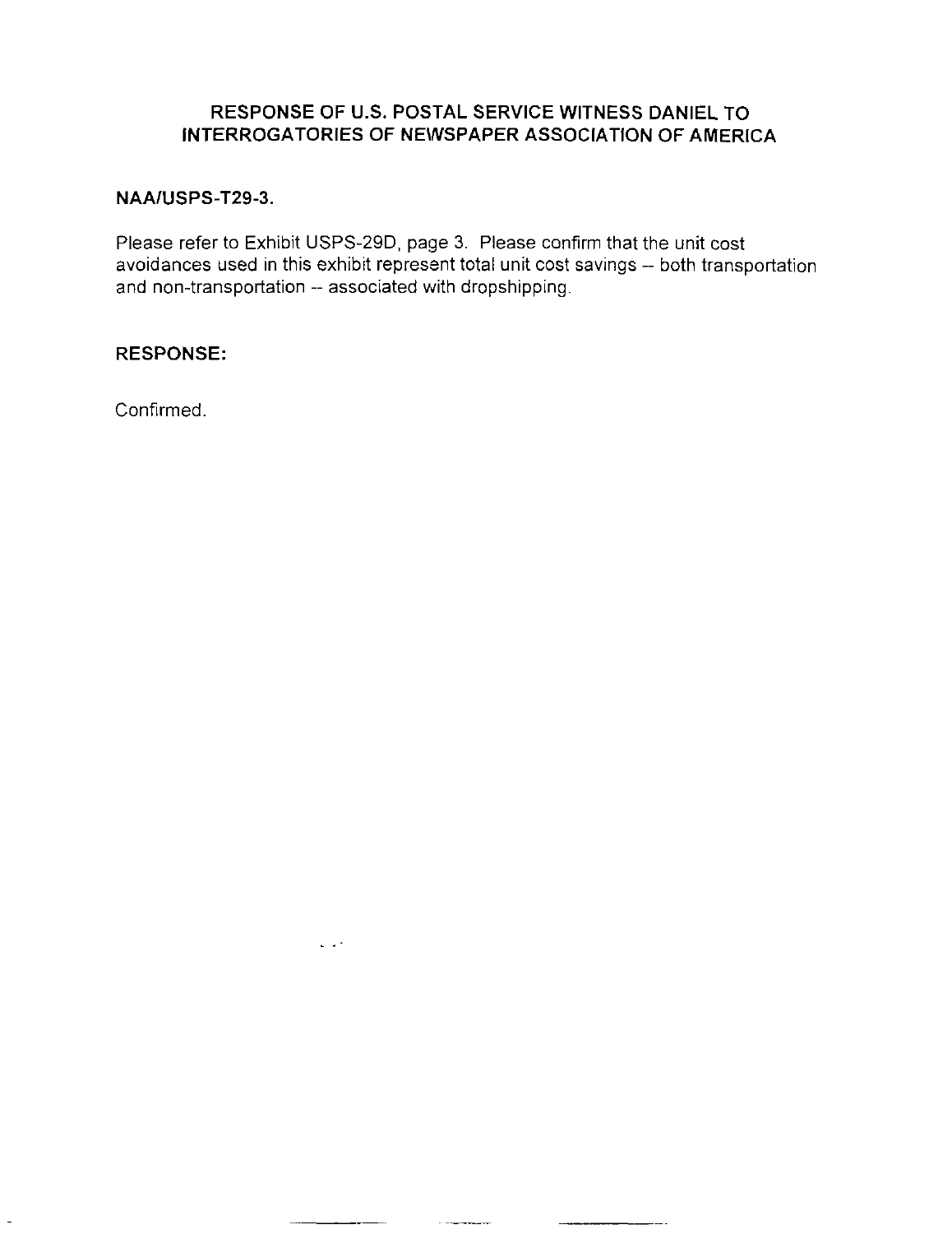## RESPONSE OF U.S. POSTAL SERVICE WITNESS DANIEL TO INTERROGATORIES OF NEWSPAPER ASSOCIATION OF AMERICA

**NAA/USPS-T29-3.**

Please refer to Exhibit USPS-29D, page 3. Please confirm that the unit cost avoidances used in this exhibit represent total unit cost savings -- both transportation and non-transportation -- associated with dropshipping.

**RESPONSE:**

Confirmed.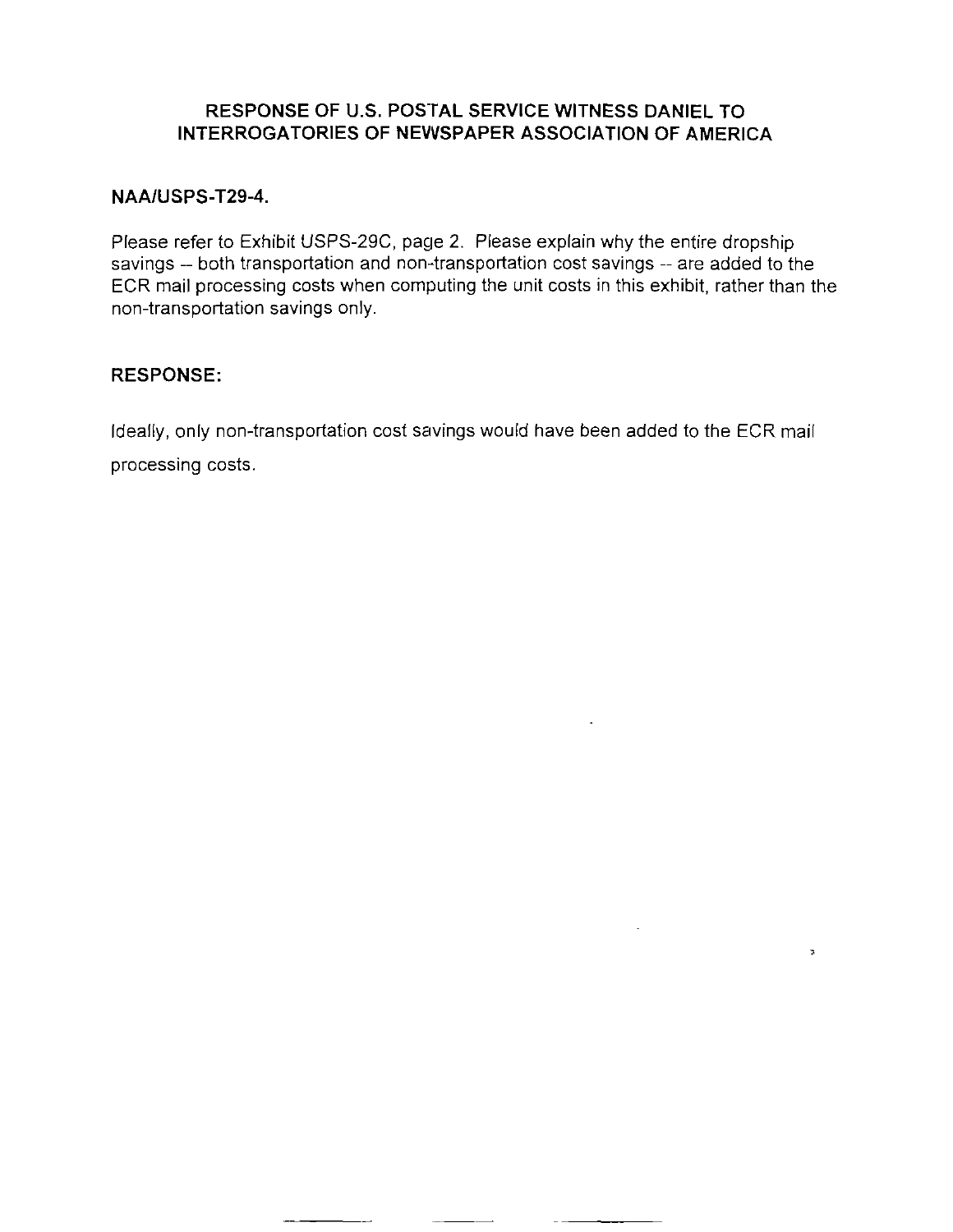## RESPONSE OF U.S. POSTAL SERVICE WITNESS DANIEL TO INTERROGATORIES OF NEWSPAPER ASSOCIATION OF AMERICA

**NAA/USPS-T29-4.**

Please refer to Exhibit USPS-29C, page 2. Please explain why the entire dropship savings -- both transportation and non-transportation cost savings -- are added to the ECR mail processing costs when computing the unit costs in this exhibit, rather than the non-transportation savings only.

**RESPONSE:**

Ideally, only non-transportation cost savings would have been added to the ECR mail processing costs.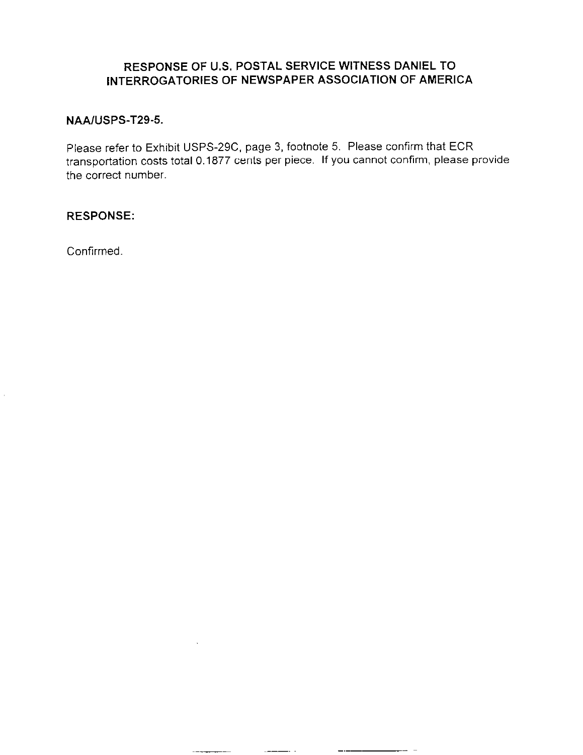## RESPONSE OF U.S. POSTAL SERVICE WITNESS DANIEL TO INTERROGATORIES OF NEWSPAPER ASSOCIATION OF AMERICA

**NAA/USPS-T29-5.**

Please refer to Exhibit USPS-29C, page 3, footnote 5. Please confirm that ECR transportation costs total 0.1877 cents per piece. If you cannot confirm, please provide the correct number.

**RESPONSE:**

Confirmed.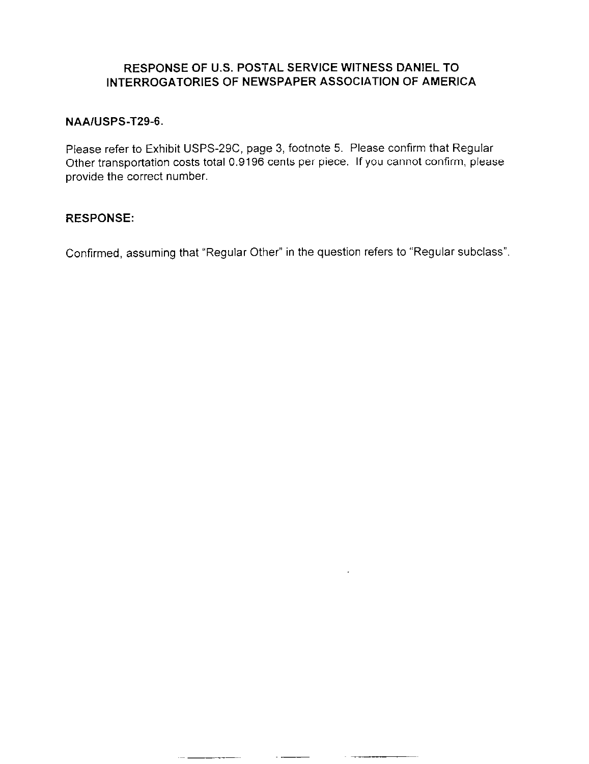## RESPONSE OF U.S. POSTAL SERVICE WITNESS DANIEL TO INTERROGATORIES OF NEWSPAPER ASSOCIATION OF AMERICA

**NAA/USPS-T29-6.**

Please refer to Exhibit USPS-29C, page 3, footnote 5. Please confirm that Regular Other transportation costs total 0.9196 cents per piece. If you cannot confirm, please provide the correct number.

**RESPONSE:**

Confirmed, assuming that "Regular Other" in the question refers to "Regular subclass".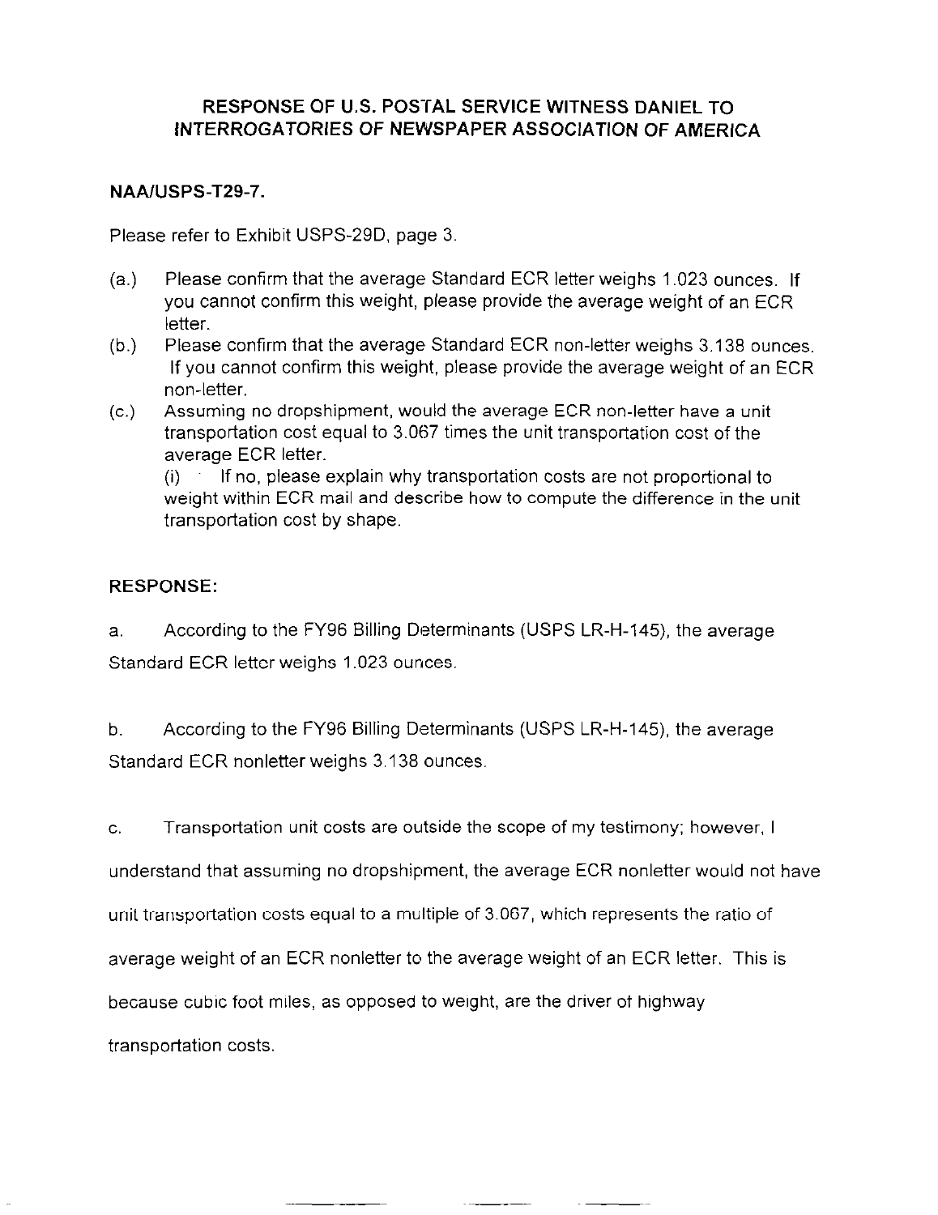## RESPONSE OF U.S. POSTAL SERVICE WITNESS DANIEL TO INTERROGATORIES OF NEWSPAPER ASSOCIATION OF AMERICA

### NAA/USPS-T29-7.

Please refer to Exhibit USPS-29D, page 3.

(a.) Please confirm that the average Standard ECR letter weighs 1.023 ounces. If you cannot confirm this weight, please provide the average weight of an ECR letter.

(b.) Please confirm that the average Standard ECR non-letter weighs 3.138 ounces. If you cannot confirm this weight, please provide the average weight of an ECR non-letter.

(c.) Assuming no dropshipment, would the average ECR non-letter have a unit transportation cost equal to 3.067 times the unit transportation cost of the average ECR letter.

(i) If no, please explain why transportation costs are not proportional to weight within ECR mail and describe how to compute the difference in the unit transportation cost by shape.

### RESPONSE:

a. According to the FY96 Billing Determinants (USPS LR-H-145), the average Standard ECR letter weighs 1.023 ounces.

b. According to the FY96 Billing Determinants (USPS LR-H-145), the average Standard ECR nonletter weighs 3.138 ounces.

c. Transportation unit costs are outside the scope of my testimony; however, I understand that assuming no dropshipment, the average ECR nonletter would not have unit transportation costs equal to a multiple of 3.067, which represents the ratio of average weight of an ECR nonletter to the average weight of an ECR letter. This is because cubic foot miles, as opposed to weight, are the driver of highway transportation costs.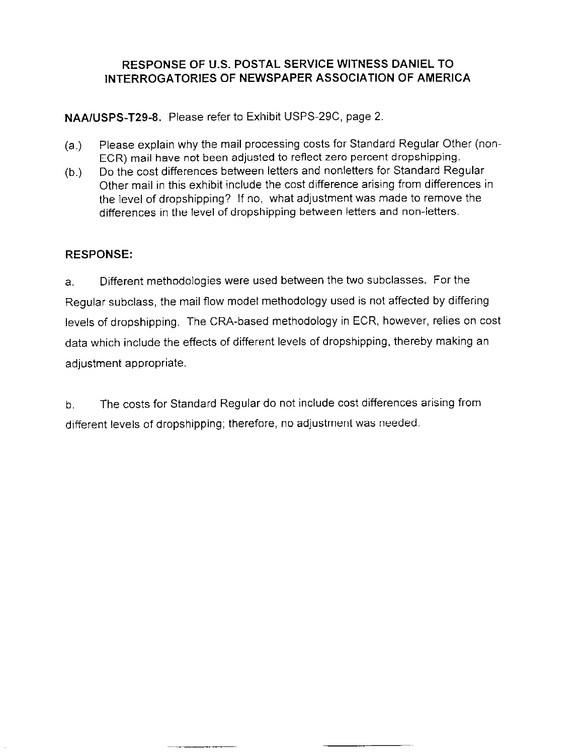## RESPONSE OF U.S. POSTAL SERVICE WITNESS DANIEL TO INTERROGATORIES OF NEWSPAPER ASSOCIATION OF AMERICA

**NAA/USPS-T29-8.** Please refer to Exhibit USPS-29C, page 2.

(a.) Please explain why the mail processing costs for Standard Regular Other (non-ECR) mail have not been adjusted to reflect zero percent dropshipping.

(b.) Do the cost differences between letters and nonletters for Standard Regular Other mail in this exhibit include the cost difference arising from differences in the level of dropshipping? If no, what adjustment was made to remove the differences in the level of dropshipping between letters and non-letters.

**RESPONSE:**

a. Different methodologies were used between the two subclasses. For the Regular subclass, the mail flow model methodology used is not affected by differing levels of dropshipping. The CRA-based methodology in ECR, however, relies on cost data which include the effects of different levels of dropshipping, thereby making an adjustment appropriate.

b. The costs for Standard Regular do not include cost differences arising from different levels of dropshipping; therefore, no adjustment was needed.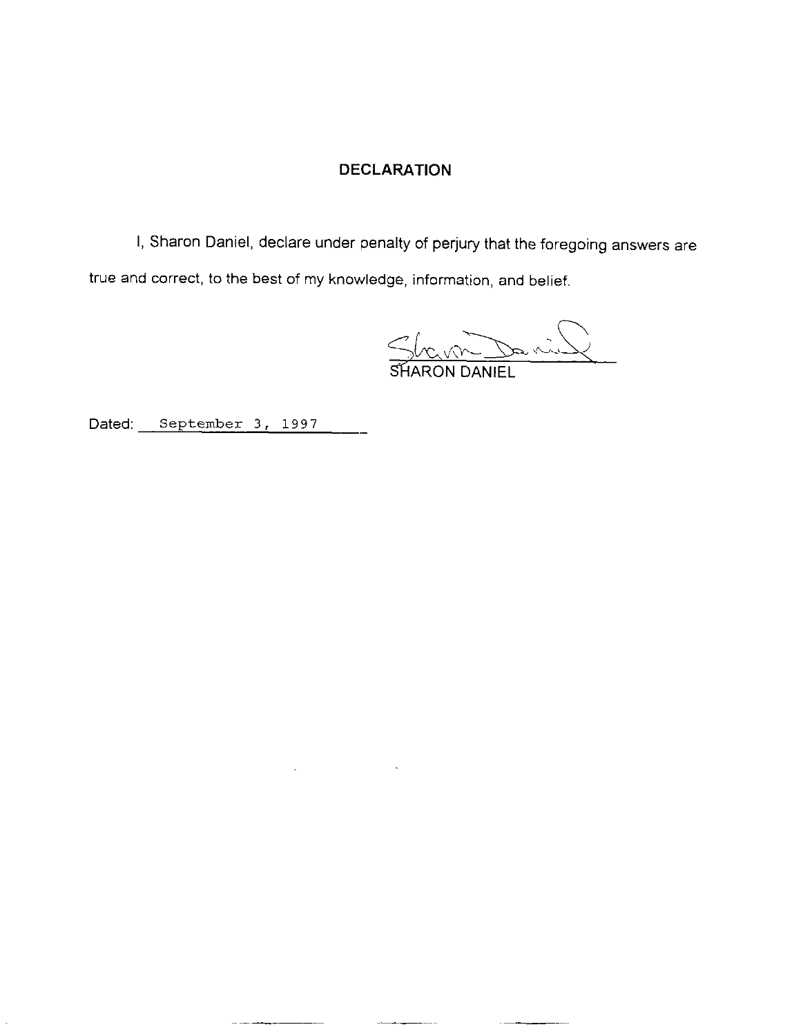# DECLARATION

I, Sharon Daniel, declare under penalty of perjury that the foregoing answers are true and correct, to the best of my knowledge, information, and belief.

SHARON DANIEL

Dated: September 3, 1997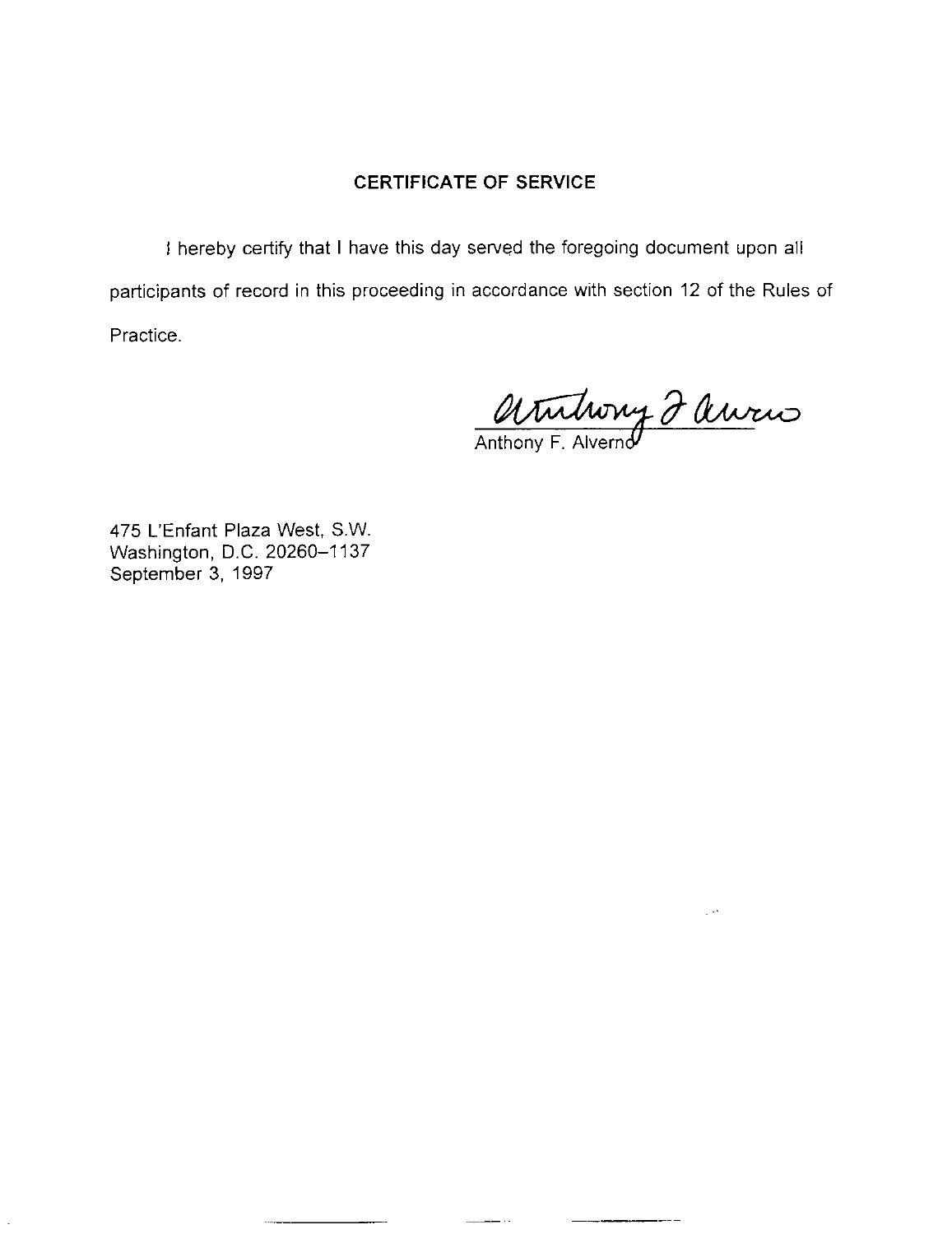## CERTIFICATE OF SERVICE

I hereby certify that I have this day served the foregoing document upon all participants of record in this proceeding in accordance with section 12 of the Rules of Practice.

Anthony F. Alverno

475 L'Enfant Plaza West, S.W.
Washington, D.C. 20260–1137
September 3, 1997